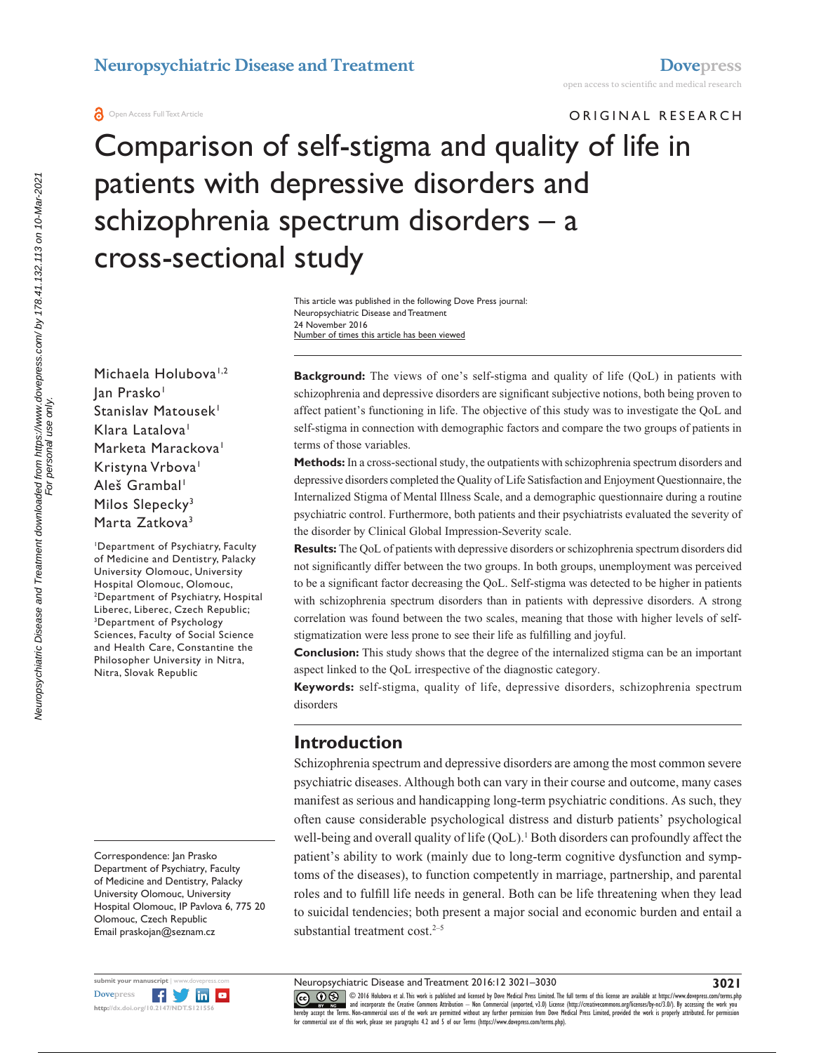ORIGINAL RESEARCH

# Comparison of self-stigma and quality of life in patients with depressive disorders and schizophrenia spectrum disorders – a cross-sectional study

This article was published in the following Dove Press journal:
Neuropsychiatric Disease and Treatment
24 November 2016
Number of times this article has been viewed

Michaela Holubova[1,2]
Jan Prasko[1]
Stanislav Matousek[1]
Klara Latalova[1]
Marketa Marackova[1]
Kristyna Vrbova[1]
Aleš Grambal[1]
Milos Slepecky[3]
Marta Zatkova[3]

[1]Department of Psychiatry, Faculty of Medicine and Dentistry, Palacky University Olomouc, University Hospital Olomouc, Olomouc, [2]Department of Psychiatry, Hospital Liberec, Liberec, Czech Republic; [3]Department of Psychology Sciences, Faculty of Social Science and Health Care, Constantine the Philosopher University in Nitra, Nitra, Slovak Republic

Correspondence: Jan Prasko
Department of Psychiatry, Faculty of Medicine and Dentistry, Palacky University Olomouc, University Hospital Olomouc, IP Pavlova 6, 775 20 Olomouc, Czech Republic
Email praskojan@seznam.cz

**Background:** The views of one's self-stigma and quality of life (QoL) in patients with schizophrenia and depressive disorders are significant subjective notions, both being proven to affect patient's functioning in life. The objective of this study was to investigate the QoL and self-stigma in connection with demographic factors and compare the two groups of patients in terms of those variables.

**Methods:** In a cross-sectional study, the outpatients with schizophrenia spectrum disorders and depressive disorders completed the Quality of Life Satisfaction and Enjoyment Questionnaire, the Internalized Stigma of Mental Illness Scale, and a demographic questionnaire during a routine psychiatric control. Furthermore, both patients and their psychiatrists evaluated the severity of the disorder by Clinical Global Impression-Severity scale.

**Results:** The QoL of patients with depressive disorders or schizophrenia spectrum disorders did not significantly differ between the two groups. In both groups, unemployment was perceived to be a significant factor decreasing the QoL. Self-stigma was detected to be higher in patients with schizophrenia spectrum disorders than in patients with depressive disorders. A strong correlation was found between the two scales, meaning that those with higher levels of self-stigmatization were less prone to see their life as fulfilling and joyful.

**Conclusion:** This study shows that the degree of the internalized stigma can be an important aspect linked to the QoL irrespective of the diagnostic category.

**Keywords:** self-stigma, quality of life, depressive disorders, schizophrenia spectrum disorders

## Introduction

Schizophrenia spectrum and depressive disorders are among the most common severe psychiatric diseases. Although both can vary in their course and outcome, many cases manifest as serious and handicapping long-term psychiatric conditions. As such, they often cause considerable psychological distress and disturb patients' psychological well-being and overall quality of life (QoL).[1] Both disorders can profoundly affect the patient's ability to work (mainly due to long-term cognitive dysfunction and symptoms of the diseases), to function competently in marriage, partnership, and parental roles and to fulfill life needs in general. Both can be life threatening when they lead to suicidal tendencies; both present a major social and economic burden and entail a substantial treatment cost.[2–5]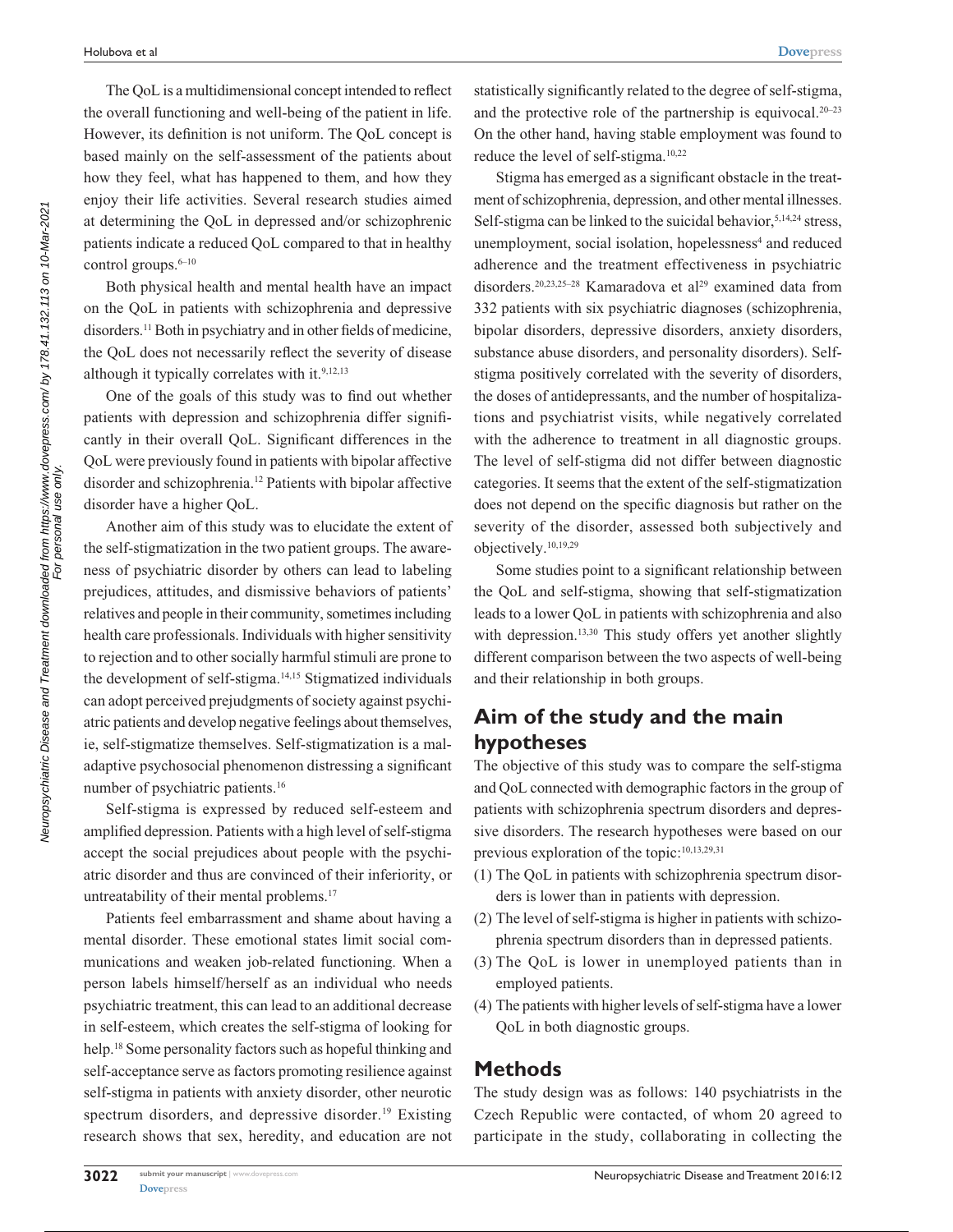The QoL is a multidimensional concept intended to reflect the overall functioning and well-being of the patient in life. However, its definition is not uniform. The QoL concept is based mainly on the self-assessment of the patients about how they feel, what has happened to them, and how they enjoy their life activities. Several research studies aimed at determining the QoL in depressed and/or schizophrenic patients indicate a reduced QoL compared to that in healthy control groups.[6–10]

Both physical health and mental health have an impact on the QoL in patients with schizophrenia and depressive disorders.[11] Both in psychiatry and in other fields of medicine, the QoL does not necessarily reflect the severity of disease although it typically correlates with it.[9,12,13]

One of the goals of this study was to find out whether patients with depression and schizophrenia differ significantly in their overall QoL. Significant differences in the QoL were previously found in patients with bipolar affective disorder and schizophrenia.[12] Patients with bipolar affective disorder have a higher QoL.

Another aim of this study was to elucidate the extent of the self-stigmatization in the two patient groups. The awareness of psychiatric disorder by others can lead to labeling prejudices, attitudes, and dismissive behaviors of patients' relatives and people in their community, sometimes including health care professionals. Individuals with higher sensitivity to rejection and to other socially harmful stimuli are prone to the development of self-stigma.[14,15] Stigmatized individuals can adopt perceived prejudgments of society against psychiatric patients and develop negative feelings about themselves, ie, self-stigmatize themselves. Self-stigmatization is a maladaptive psychosocial phenomenon distressing a significant number of psychiatric patients.[16]

Self-stigma is expressed by reduced self-esteem and amplified depression. Patients with a high level of self-stigma accept the social prejudices about people with the psychiatric disorder and thus are convinced of their inferiority, or untreatability of their mental problems.[17]

Patients feel embarrassment and shame about having a mental disorder. These emotional states limit social communications and weaken job-related functioning. When a person labels himself/herself as an individual who needs psychiatric treatment, this can lead to an additional decrease in self-esteem, which creates the self-stigma of looking for help.[18] Some personality factors such as hopeful thinking and self-acceptance serve as factors promoting resilience against self-stigma in patients with anxiety disorder, other neurotic spectrum disorders, and depressive disorder.[19] Existing research shows that sex, heredity, and education are not statistically significantly related to the degree of self-stigma, and the protective role of the partnership is equivocal.[20–23] On the other hand, having stable employment was found to reduce the level of self-stigma.[10,22]

Stigma has emerged as a significant obstacle in the treatment of schizophrenia, depression, and other mental illnesses. Self-stigma can be linked to the suicidal behavior,[5,14,24] stress, unemployment, social isolation, hopelessness[4] and reduced adherence and the treatment effectiveness in psychiatric disorders.[20,23,25–28] Kamaradova et al[29] examined data from 332 patients with six psychiatric diagnoses (schizophrenia, bipolar disorders, depressive disorders, anxiety disorders, substance abuse disorders, and personality disorders). Self-stigma positively correlated with the severity of disorders, the doses of antidepressants, and the number of hospitalizations and psychiatrist visits, while negatively correlated with the adherence to treatment in all diagnostic groups. The level of self-stigma did not differ between diagnostic categories. It seems that the extent of the self-stigmatization does not depend on the specific diagnosis but rather on the severity of the disorder, assessed both subjectively and objectively.[10,19,29]

Some studies point to a significant relationship between the QoL and self-stigma, showing that self-stigmatization leads to a lower QoL in patients with schizophrenia and also with depression.[13,30] This study offers yet another slightly different comparison between the two aspects of well-being and their relationship in both groups.

## Aim of the study and the main hypotheses

The objective of this study was to compare the self-stigma and QoL connected with demographic factors in the group of patients with schizophrenia spectrum disorders and depressive disorders. The research hypotheses were based on our previous exploration of the topic:[10,13,29,31]

1. The QoL in patients with schizophrenia spectrum disorders is lower than in patients with depression.
2. The level of self-stigma is higher in patients with schizophrenia spectrum disorders than in depressed patients.
3. The QoL is lower in unemployed patients than in employed patients.
4. The patients with higher levels of self-stigma have a lower QoL in both diagnostic groups.

## Methods

The study design was as follows: 140 psychiatrists in the Czech Republic were contacted, of whom 20 agreed to participate in the study, collaborating in collecting the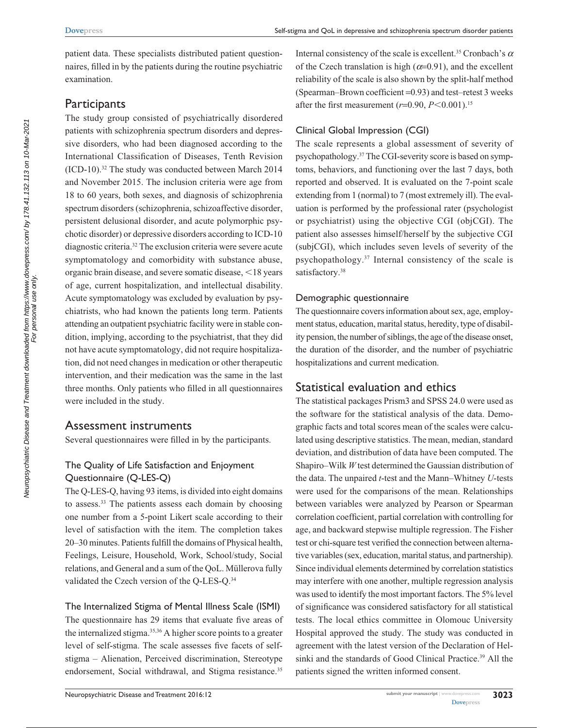patient data. These specialists distributed patient questionnaires, filled in by the patients during the routine psychiatric examination.

## Participants

The study group consisted of psychiatrically disordered patients with schizophrenia spectrum disorders and depressive disorders, who had been diagnosed according to the International Classification of Diseases, Tenth Revision (ICD-10).[32] The study was conducted between March 2014 and November 2015. The inclusion criteria were age from 18 to 60 years, both sexes, and diagnosis of schizophrenia spectrum disorders (schizophrenia, schizoaffective disorder, persistent delusional disorder, and acute polymorphic psychotic disorder) or depressive disorders according to ICD-10 diagnostic criteria.[32] The exclusion criteria were severe acute symptomatology and comorbidity with substance abuse, organic brain disease, and severe somatic disease, <18 years of age, current hospitalization, and intellectual disability. Acute symptomatology was excluded by evaluation by psychiatrists, who had known the patients long term. Patients attending an outpatient psychiatric facility were in stable condition, implying, according to the psychiatrist, that they did not have acute symptomatology, did not require hospitalization, did not need changes in medication or other therapeutic intervention, and their medication was the same in the last three months. Only patients who filled in all questionnaires were included in the study.

## Assessment instruments

Several questionnaires were filled in by the participants.

### The Quality of Life Satisfaction and Enjoyment Questionnaire (Q-LES-Q)

The Q-LES-Q, having 93 items, is divided into eight domains to assess.[33] The patients assess each domain by choosing one number from a 5-point Likert scale according to their level of satisfaction with the item. The completion takes 20–30 minutes. Patients fulfill the domains of Physical health, Feelings, Leisure, Household, Work, School/study, Social relations, and General and a sum of the QoL. Müllerova fully validated the Czech version of the Q-LES-Q.[34]

### The Internalized Stigma of Mental Illness Scale (ISMI)

The questionnaire has 29 items that evaluate five areas of the internalized stigma.[35,36] A higher score points to a greater level of self-stigma. The scale assesses five facets of self-stigma – Alienation, Perceived discrimination, Stereotype endorsement, Social withdrawal, and Stigma resistance.[35] Internal consistency of the scale is excellent.[35] Cronbach's $\alpha$ of the Czech translation is high ($\alpha$=0.91), and the excellent reliability of the scale is also shown by the split-half method (Spearman–Brown coefficient =0.93) and test–retest 3 weeks after the first measurement ($r$=0.90, $P<0.001$).[15]

### Clinical Global Impression (CGI)

The scale represents a global assessment of severity of psychopathology.[37] The CGI-severity score is based on symptoms, behaviors, and functioning over the last 7 days, both reported and observed. It is evaluated on the 7-point scale extending from 1 (normal) to 7 (most extremely ill). The evaluation is performed by the professional rater (psychologist or psychiatrist) using the objective CGI (objCGI). The patient also assesses himself/herself by the subjective CGI (subjCGI), which includes seven levels of severity of the psychopathology.[37] Internal consistency of the scale is satisfactory.[38]

### Demographic questionnaire

The questionnaire covers information about sex, age, employment status, education, marital status, heredity, type of disability pension, the number of siblings, the age of the disease onset, the duration of the disorder, and the number of psychiatric hospitalizations and current medication.

## Statistical evaluation and ethics

The statistical packages Prism3 and SPSS 24.0 were used as the software for the statistical analysis of the data. Demographic facts and total scores mean of the scales were calculated using descriptive statistics. The mean, median, standard deviation, and distribution of data have been computed. The Shapiro–Wilk $W$ test determined the Gaussian distribution of the data. The unpaired $t$-test and the Mann–Whitney $U$-tests were used for the comparisons of the mean. Relationships between variables were analyzed by Pearson or Spearman correlation coefficient, partial correlation with controlling for age, and backward stepwise multiple regression. The Fisher test or chi-square test verified the connection between alternative variables (sex, education, marital status, and partnership). Since individual elements determined by correlation statistics may interfere with one another, multiple regression analysis was used to identify the most important factors. The 5% level of significance was considered satisfactory for all statistical tests. The local ethics committee in Olomouc University Hospital approved the study. The study was conducted in agreement with the latest version of the Declaration of Helsinki and the standards of Good Clinical Practice.[39] All the patients signed the written informed consent.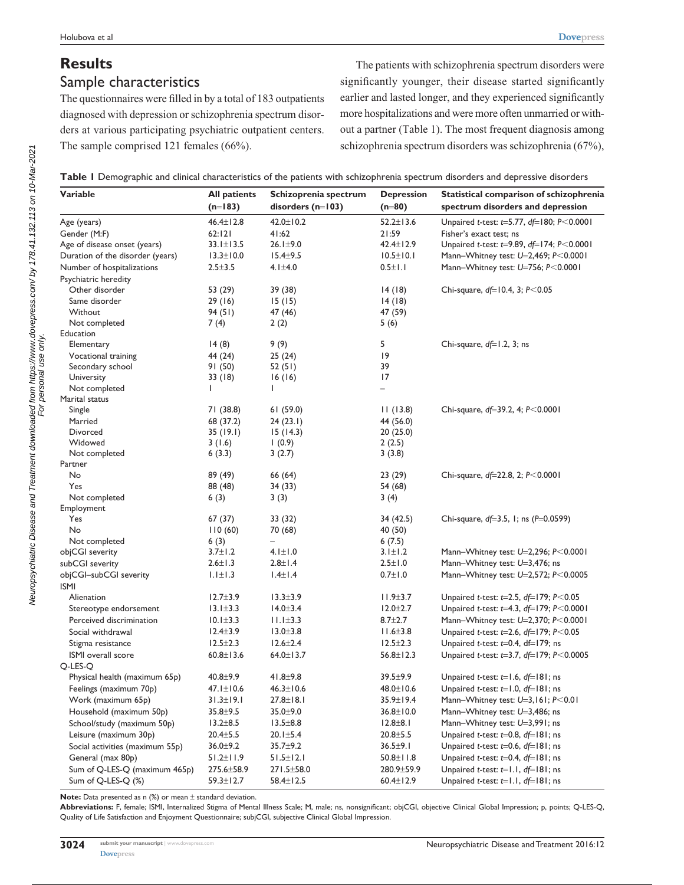# Results

## Sample characteristics

The questionnaires were filled in by a total of 183 outpatients diagnosed with depression or schizophrenia spectrum disorders at various participating psychiatric outpatient centers. The sample comprised 121 females (66%).

The patients with schizophrenia spectrum disorders were significantly younger, their disease started significantly earlier and lasted longer, and they experienced significantly more hospitalizations and were more often unmarried or without a partner (Table 1). The most frequent diagnosis among schizophrenia spectrum disorders was schizophrenia (67%),

**Table 1** Demographic and clinical characteristics of the patients with schizophrenia spectrum disorders and depressive disorders

| Variable | All patients (n=183) | Schizoprenia spectrum disorders (n=103) | Depression (n=80) | Statistical comparison of schizophrenia spectrum disorders and depression |
|---|---|---|---|---|
| Age (years) | 46.4±12.8 | 42.0±10.2 | 52.2±13.6 | Unpaired *t*-test: *t*=5.77, *df*=180; *P*<0.0001 |
| Gender (M:F) | 62:121 | 41:62 | 21:59 | Fisher's exact test; ns |
| Age of disease onset (years) | 33.1±13.5 | 26.1±9.0 | 42.4±12.9 | Unpaired *t*-test: *t*=9.89, *df*=174; *P*<0.0001 |
| Duration of the disorder (years) | 13.3±10.0 | 15.4±9.5 | 10.5±10.1 | Mann–Whitney test: *U*=2,469; *P*<0.0001 |
| Number of hospitalizations | 2.5±3.5 | 4.1±4.0 | 0.5±1.1 | Mann–Whitney test: *U*=756; *P*<0.0001 |
| Psychiatric heredity | | | | |
| Other disorder | 53 (29) | 39 (38) | 14 (18) | Chi-square, *df*=10.4, 3; *P*<0.05 |
| Same disorder | 29 (16) | 15 (15) | 14 (18) | |
| Without | 94 (51) | 47 (46) | 47 (59) | |
| Not completed | 7 (4) | 2 (2) | 5 (6) | |
| Education | | | | |
| Elementary | 14 (8) | 9 (9) | 5 | Chi-square, *df*=1.2, 3; ns |
| Vocational training | 44 (24) | 25 (24) | 19 | |
| Secondary school | 91 (50) | 52 (51) | 39 | |
| University | 33 (18) | 16 (16) | 17 | |
| Not completed | 1 | 1 | – | |
| Marital status | | | | |
| Single | 71 (38.8) | 61 (59.0) | 11 (13.8) | Chi-square, *df*=39.2, 4; *P*<0.0001 |
| Married | 68 (37.2) | 24 (23.1) | 44 (56.0) | |
| Divorced | 35 (19.1) | 15 (14.3) | 20 (25.0) | |
| Widowed | 3 (1.6) | 1 (0.9) | 2 (2.5) | |
| Not completed | 6 (3.3) | 3 (2.7) | 3 (3.8) | |
| Partner | | | | |
| No | 89 (49) | 66 (64) | 23 (29) | Chi-square, *df*=22.8, 2; *P*<0.0001 |
| Yes | 88 (48) | 34 (33) | 54 (68) | |
| Not completed | 6 (3) | 3 (3) | 3 (4) | |
| Employment | | | | |
| Yes | 67 (37) | 33 (32) | 34 (42.5) | Chi-square, *df*=3.5, 1; ns (*P*=0.0599) |
| No | 110 (60) | 70 (68) | 40 (50) | |
| Not completed | 6 (3) | – | 6 (7.5) | |
| objCGI severity | 3.7±1.2 | 4.1±1.0 | 3.1±1.2 | Mann–Whitney test: *U*=2,296; *P*<0.0001 |
| subCGI severity | 2.6±1.3 | 2.8±1.4 | 2.5±1.0 | Mann–Whitney test: *U*=3,476; ns |
| objCGI–subCGI severity | 1.1±1.3 | 1.4±1.4 | 0.7±1.0 | Mann–Whitney test: *U*=2,572; *P*<0.0005 |
| ISMI | | | | |
| Alienation | 12.7±3.9 | 13.3±3.9 | 11.9±3.7 | Unpaired *t*-test: *t*=2.5, *df*=179; *P*<0.05 |
| Stereotype endorsement | 13.1±3.3 | 14.0±3.4 | 12.0±2.7 | Unpaired *t*-test: *t*=4.3, *df*=179; *P*<0.0001 |
| Perceived discrimination | 10.1±3.3 | 11.1±3.3 | 8.7±2.7 | Mann–Whitney test: *U*=2,370; *P*<0.0001 |
| Social withdrawal | 12.4±3.9 | 13.0±3.8 | 11.6±3.8 | Unpaired *t*-test: *t*=2.6, *df*=179; *P*<0.05 |
| Stigma resistance | 12.5±2.3 | 12.6±2.4 | 12.5±2.3 | Unpaired *t*-test: *t*=0.4, df=179; ns |
| ISMI overall score | 60.8±13.6 | 64.0±13.7 | 56.8±12.3 | Unpaired *t*-test: *t*=3.7, *df*=179; *P*<0.0005 |
| Q-LES-Q | | | | |
| Physical health (maximum 65p) | 40.8±9.9 | 41.8±9.8 | 39.5±9.9 | Unpaired *t*-test: *t*=1.6, *df*=181; ns |
| Feelings (maximum 70p) | 47.1±10.6 | 46.3±10.6 | 48.0±10.6 | Unpaired *t*-test: *t*=1.0, *df*=181; ns |
| Work (maximum 65p) | 31.3±19.1 | 27.8±18.1 | 35.9±19.4 | Mann–Whitney test: *U*=3,161; *P*<0.01 |
| Household (maximum 50p) | 35.8±9.5 | 35.0±9.0 | 36.8±10.0 | Mann–Whitney test: *U*=3,486; ns |
| School/study (maximum 50p) | 13.2±8.5 | 13.5±8.8 | 12.8±8.1 | Mann–Whitney test: *U*=3,991; ns |
| Leisure (maximum 30p) | 20.4±5.5 | 20.1±5.4 | 20.8±5.5 | Unpaired *t*-test: *t*=0.8, *df*=181; ns |
| Social activities (maximum 55p) | 36.0±9.2 | 35.7±9.2 | 36.5±9.1 | Unpaired *t*-test: *t*=0.6, *df*=181; ns |
| General (max 80p) | 51.2±11.9 | 51.5±12.1 | 50.8±11.8 | Unpaired *t*-test: *t*=0.4, *df*=181; ns |
| Sum of Q-LES-Q (maximum 465p) | 275.6±58.9 | 271.5±58.0 | 280.9±59.9 | Unpaired *t*-test: *t*=1.1, *df*=181; ns |
| Sum of Q-LES-Q (%) | 59.3±12.7 | 58.4±12.5 | 60.4±12.9 | Unpaired *t*-test: *t*=1.1, *df*=181; ns |

**Note:** Data presented as n (%) or mean ± standard deviation.

**Abbreviations:** F, female; ISMI, Internalized Stigma of Mental Illness Scale; M, male; ns, nonsignificant; objCGI, objective Clinical Global Impression; p, points; Q-LES-Q, Quality of Life Satisfaction and Enjoyment Questionnaire; subjCGI, subjective Clinical Global Impression.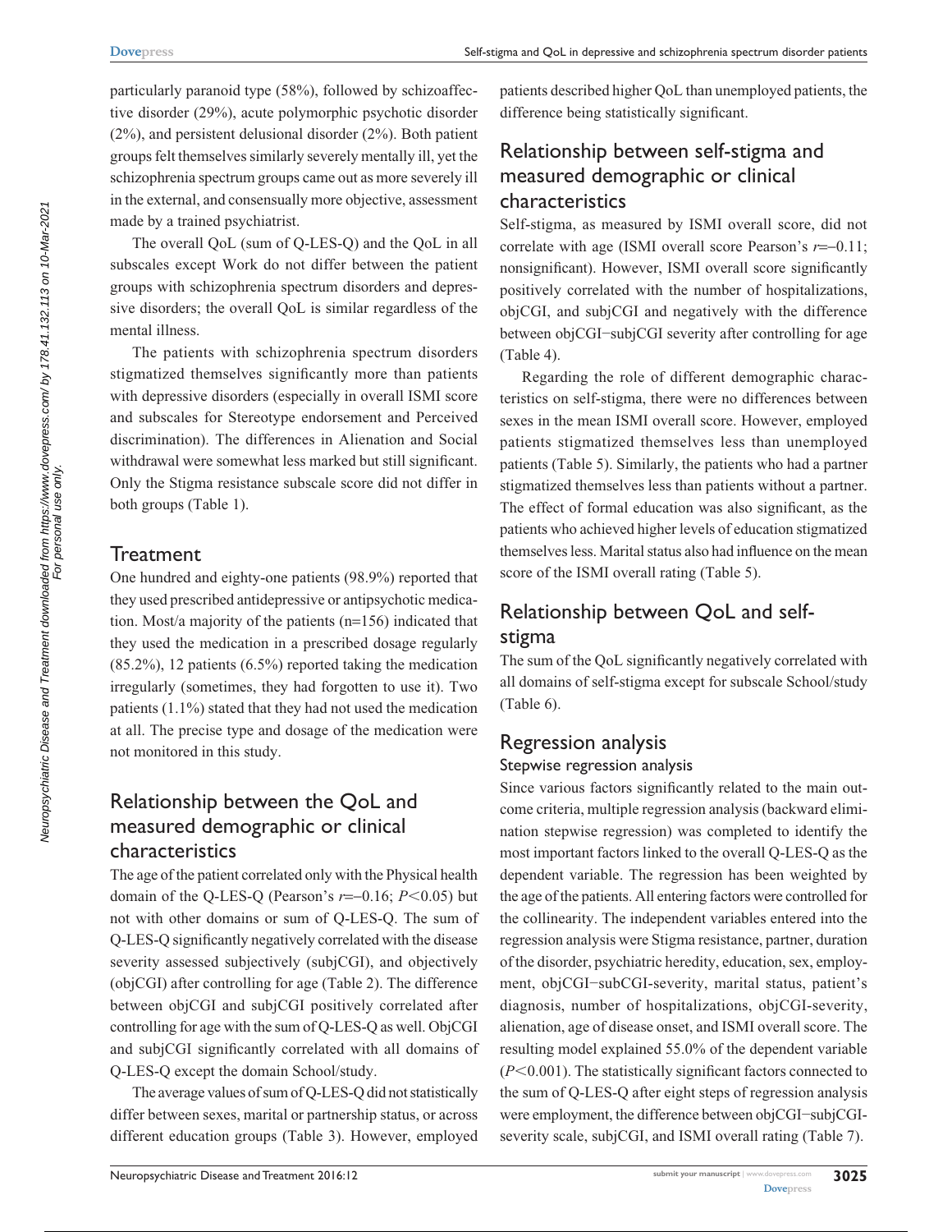particularly paranoid type (58%), followed by schizoaffective disorder (29%), acute polymorphic psychotic disorder (2%), and persistent delusional disorder (2%). Both patient groups felt themselves similarly severely mentally ill, yet the schizophrenia spectrum groups came out as more severely ill in the external, and consensually more objective, assessment made by a trained psychiatrist.

The overall QoL (sum of Q-LES-Q) and the QoL in all subscales except Work do not differ between the patient groups with schizophrenia spectrum disorders and depressive disorders; the overall QoL is similar regardless of the mental illness.

The patients with schizophrenia spectrum disorders stigmatized themselves significantly more than patients with depressive disorders (especially in overall ISMI score and subscales for Stereotype endorsement and Perceived discrimination). The differences in Alienation and Social withdrawal were somewhat less marked but still significant. Only the Stigma resistance subscale score did not differ in both groups (Table 1).

## Treatment

One hundred and eighty-one patients (98.9%) reported that they used prescribed antidepressive or antipsychotic medication. Most/a majority of the patients (n=156) indicated that they used the medication in a prescribed dosage regularly (85.2%), 12 patients (6.5%) reported taking the medication irregularly (sometimes, they had forgotten to use it). Two patients (1.1%) stated that they had not used the medication at all. The precise type and dosage of the medication were not monitored in this study.

## Relationship between the QoL and measured demographic or clinical characteristics

The age of the patient correlated only with the Physical health domain of the Q-LES-Q (Pearson's $r=-0.16$; $P<0.05$) but not with other domains or sum of Q-LES-Q. The sum of Q-LES-Q significantly negatively correlated with the disease severity assessed subjectively (subjCGI), and objectively (objCGI) after controlling for age (Table 2). The difference between objCGI and subjCGI positively correlated after controlling for age with the sum of Q-LES-Q as well. ObjCGI and subjCGI significantly correlated with all domains of Q-LES-Q except the domain School/study.

The average values of sum of Q-LES-Q did not statistically differ between sexes, marital or partnership status, or across different education groups (Table 3). However, employed patients described higher QoL than unemployed patients, the difference being statistically significant.

## Relationship between self-stigma and measured demographic or clinical characteristics

Self-stigma, as measured by ISMI overall score, did not correlate with age (ISMI overall score Pearson's $r=-0.11$; nonsignificant). However, ISMI overall score significantly positively correlated with the number of hospitalizations, objCGI, and subjCGI and negatively with the difference between objCGI−subjCGI severity after controlling for age (Table 4).

Regarding the role of different demographic characteristics on self-stigma, there were no differences between sexes in the mean ISMI overall score. However, employed patients stigmatized themselves less than unemployed patients (Table 5). Similarly, the patients who had a partner stigmatized themselves less than patients without a partner. The effect of formal education was also significant, as the patients who achieved higher levels of education stigmatized themselves less. Marital status also had influence on the mean score of the ISMI overall rating (Table 5).

## Relationship between QoL and self-stigma

The sum of the QoL significantly negatively correlated with all domains of self-stigma except for subscale School/study (Table 6).

## Regression analysis

### Stepwise regression analysis

Since various factors significantly related to the main outcome criteria, multiple regression analysis (backward elimination stepwise regression) was completed to identify the most important factors linked to the overall Q-LES-Q as the dependent variable. The regression has been weighted by the age of the patients. All entering factors were controlled for the collinearity. The independent variables entered into the regression analysis were Stigma resistance, partner, duration of the disorder, psychiatric heredity, education, sex, employment, objCGI−subCGI-severity, marital status, patient's diagnosis, number of hospitalizations, objCGI-severity, alienation, age of disease onset, and ISMI overall score. The resulting model explained 55.0% of the dependent variable ($P<0.001$). The statistically significant factors connected to the sum of Q-LES-Q after eight steps of regression analysis were employment, the difference between objCGI−subjCGI-severity scale, subjCGI, and ISMI overall rating (Table 7).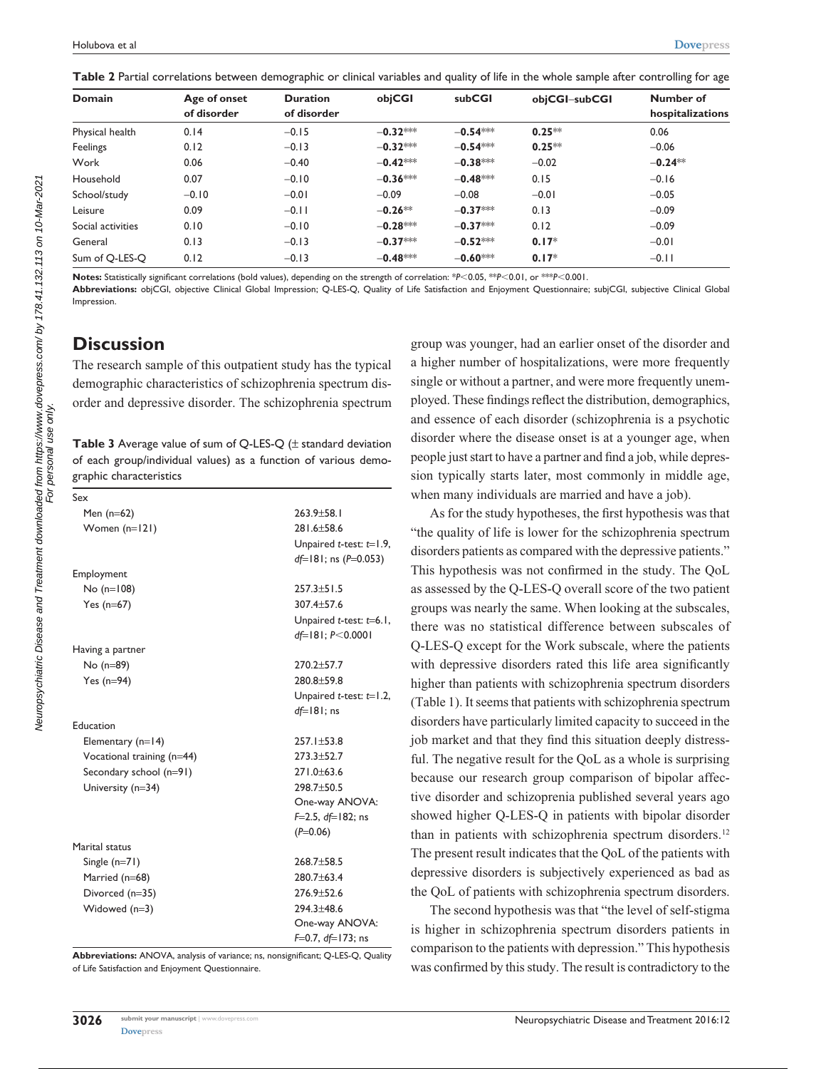**Table 2** Partial correlations between demographic or clinical variables and quality of life in the whole sample after controlling for age

| Domain | Age of onset of disorder | Duration of disorder | objCGI | subCGI | objCGI–subCGI | Number of hospitalizations |
|---|---|---|---|---|---|---|
| Physical health | 0.14 | −0.15 | **−0.32***** | **−0.54***** | **0.25**** | 0.06 |
| Feelings | 0.12 | −0.13 | **−0.32***** | **−0.54***** | **0.25**** | −0.06 |
| Work | 0.06 | −0.40 | **−0.42***** | **−0.38***** | −0.02 | **−0.24**** |
| Household | 0.07 | −0.10 | **−0.36***** | **−0.48***** | 0.15 | −0.16 |
| School/study | −0.10 | −0.01 | −0.09 | −0.08 | −0.01 | −0.05 |
| Leisure | 0.09 | −0.11 | **−0.26**** | **−0.37***** | 0.13 | −0.09 |
| Social activities | 0.10 | −0.10 | **−0.28***** | **−0.37***** | 0.12 | −0.09 |
| General | 0.13 | −0.13 | **−0.37***** | **−0.52***** | **0.17*** | −0.01 |
| Sum of Q-LES-Q | 0.12 | −0.13 | **−0.48***** | **−0.60***** | **0.17*** | −0.11 |

**Notes:** Statistically significant correlations (bold values), depending on the strength of correlation: *$P<0.05$, **$P<0.01$, or ***$P<0.001$.
**Abbreviations:** objCGI, objective Clinical Global Impression; Q-LES-Q, Quality of Life Satisfaction and Enjoyment Questionnaire; subjCGI, subjective Clinical Global Impression.

## Discussion

The research sample of this outpatient study has the typical demographic characteristics of schizophrenia spectrum disorder and depressive disorder. The schizophrenia spectrum group was younger, had an earlier onset of the disorder and a higher number of hospitalizations, were more frequently single or without a partner, and were more frequently unemployed. These findings reflect the distribution, demographics, and essence of each disorder (schizophrenia is a psychotic disorder where the disease onset is at a younger age, when people just start to have a partner and find a job, while depression typically starts later, most commonly in middle age, when many individuals are married and have a job).

**Table 3** Average value of sum of Q-LES-Q (± standard deviation of each group/individual values) as a function of various demographic characteristics

| | |
|---|---|
| Sex | |
| Men (n=62) | 263.9±58.1 |
| Women (n=121) | 281.6±58.6 |
| | Unpaired *t*-test: $t=1.9$, $df=181$; ns ($P=0.053$) |
| Employment | |
| No (n=108) | 257.3±51.5 |
| Yes (n=67) | 307.4±57.6 |
| | Unpaired *t*-test: $t=6.1$, $df=181$; $P<0.0001$ |
| Having a partner | |
| No (n=89) | 270.2±57.7 |
| Yes (n=94) | 280.8±59.8 |
| | Unpaired *t*-test: $t=1.2$, $df=181$; ns |
| Education | |
| Elementary (n=14) | 257.1±53.8 |
| Vocational training (n=44) | 273.3±52.7 |
| Secondary school (n=91) | 271.0±63.6 |
| University (n=34) | 298.7±50.5 |
| | One-way ANOVA: $F=2.5$, $df=182$; ns ($P=0.06$) |
| Marital status | |
| Single (n=71) | 268.7±58.5 |
| Married (n=68) | 280.7±63.4 |
| Divorced (n=35) | 276.9±52.6 |
| Widowed (n=3) | 294.3±48.6 |
| | One-way ANOVA: $F=0.7$, $df=173$; ns |

**Abbreviations:** ANOVA, analysis of variance; ns, nonsignificant; Q-LES-Q, Quality of Life Satisfaction and Enjoyment Questionnaire.

As for the study hypotheses, the first hypothesis was that "the quality of life is lower for the schizophrenia spectrum disorders patients as compared with the depressive patients." This hypothesis was not confirmed in the study. The QoL as assessed by the Q-LES-Q overall score of the two patient groups was nearly the same. When looking at the subscales, there was no statistical difference between subscales of Q-LES-Q except for the Work subscale, where the patients with depressive disorders rated this life area significantly higher than patients with schizophrenia spectrum disorders (Table 1). It seems that patients with schizophrenia spectrum disorders have particularly limited capacity to succeed in the job market and that they find this situation deeply distressful. The negative result for the QoL as a whole is surprising because our research group comparison of bipolar affective disorder and schizoprenia published several years ago showed higher Q-LES-Q in patients with bipolar disorder than in patients with schizophrenia spectrum disorders.[12] The present result indicates that the QoL of the patients with depressive disorders is subjectively experienced as bad as the QoL of patients with schizophrenia spectrum disorders.

The second hypothesis was that "the level of self-stigma is higher in schizophrenia spectrum disorders patients in comparison to the patients with depression." This hypothesis was confirmed by this study. The result is contradictory to the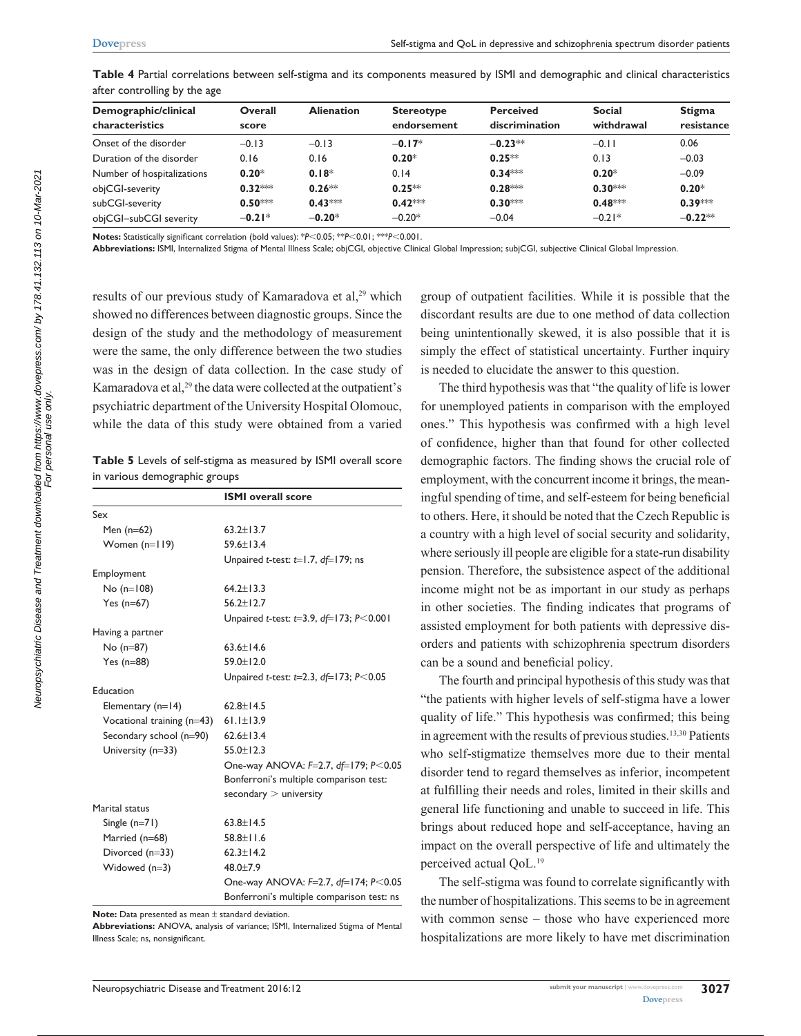**Table 4** Partial correlations between self-stigma and its components measured by ISMI and demographic and clinical characteristics after controlling by the age

| Demographic/clinical characteristics | Overall score | Alienation | Stereotype endorsement | Perceived discrimination | Social withdrawal | Stigma resistance |
|---|---|---|---|---|---|---|
| Onset of the disorder | −0.13 | −0.13 | **−0.17*** | **−0.23**** | −0.11 | 0.06 |
| Duration of the disorder | 0.16 | 0.16 | **0.20*** | **0.25**** | 0.13 | −0.03 |
| Number of hospitalizations | **0.20*** | **0.18*** | 0.14 | **0.34***** | **0.20*** | −0.09 |
| objCGI-severity | **0.32***** | **0.26**** | **0.25**** | **0.28***** | **0.30***** | **0.20*** |
| subCGI-severity | **0.50***** | **0.43***** | **0.42***** | **0.30***** | **0.48***** | **0.39***** |
| objCGI–subCGI severity | **−0.21*** | **−0.20*** | −0.20* | −0.04 | −0.21* | **−0.22**** |

**Notes:** Statistically significant correlation (bold values): *$P<0.05$; **$P<0.01$; ***$P<0.001$.

**Abbreviations:** ISMI, Internalized Stigma of Mental Illness Scale; objCGI, objective Clinical Global Impression; subjCGI, subjective Clinical Global Impression.

results of our previous study of Kamaradova et al,[29] which showed no differences between diagnostic groups. Since the design of the study and the methodology of measurement were the same, the only difference between the two studies was in the design of data collection. In the case study of Kamaradova et al,[29] the data were collected at the outpatient's psychiatric department of the University Hospital Olomouc, while the data of this study were obtained from a varied group of outpatient facilities. While it is possible that the discordant results are due to one method of data collection being unintentionally skewed, it is also possible that it is simply the effect of statistical uncertainty. Further inquiry is needed to elucidate the answer to this question.

The third hypothesis was that "the quality of life is lower for unemployed patients in comparison with the employed ones." This hypothesis was confirmed with a high level of confidence, higher than that found for other collected demographic factors. The finding shows the crucial role of employment, with the concurrent income it brings, the meaningful spending of time, and self-esteem for being beneficial to others. Here, it should be noted that the Czech Republic is a country with a high level of social security and solidarity, where seriously ill people are eligible for a state-run disability pension. Therefore, the subsistence aspect of the additional income might not be as important in our study as perhaps in other societies. The finding indicates that programs of assisted employment for both patients with depressive disorders and patients with schizophrenia spectrum disorders can be a sound and beneficial policy.

The fourth and principal hypothesis of this study was that "the patients with higher levels of self-stigma have a lower quality of life." This hypothesis was confirmed; this being in agreement with the results of previous studies.[13,30] Patients who self-stigmatize themselves more due to their mental disorder tend to regard themselves as inferior, incompetent at fulfilling their needs and roles, limited in their skills and general life functioning and unable to succeed in life. This brings about reduced hope and self-acceptance, having an impact on the overall perspective of life and ultimately the perceived actual QoL.[19]

The self-stigma was found to correlate significantly with the number of hospitalizations. This seems to be in agreement with common sense – those who have experienced more hospitalizations are more likely to have met discrimination

**Table 5** Levels of self-stigma as measured by ISMI overall score in various demographic groups

| | ISMI overall score |
|---|---|
| Sex | |
| Men (n=62) | 63.2±13.7 |
| Women (n=119) | 59.6±13.4 |
| | Unpaired *t*-test: $t=1.7$, $df=179$; ns |
| Employment | |
| No (n=108) | 64.2±13.3 |
| Yes (n=67) | 56.2±12.7 |
| | Unpaired *t*-test: $t=3.9$, $df=173$; $P<0.001$ |
| Having a partner | |
| No (n=87) | 63.6±14.6 |
| Yes (n=88) | 59.0±12.0 |
| | Unpaired *t*-test: $t=2.3$, $df=173$; $P<0.05$ |
| Education | |
| Elementary (n=14) | 62.8±14.5 |
| Vocational training (n=43) | 61.1±13.9 |
| Secondary school (n=90) | 62.6±13.4 |
| University (n=33) | 55.0±12.3 |
| | One-way ANOVA: $F=2.7$, $df=179$; $P<0.05$ |
| | Bonferroni's multiple comparison test: secondary > university |
| Marital status | |
| Single (n=71) | 63.8±14.5 |
| Married (n=68) | 58.8±11.6 |
| Divorced (n=33) | 62.3±14.2 |
| Widowed (n=3) | 48.0±7.9 |
| | One-way ANOVA: $F=2.7$, $df=174$; $P<0.05$ |
| | Bonferroni's multiple comparison test: ns |

**Note:** Data presented as mean ± standard deviation.

**Abbreviations:** ANOVA, analysis of variance; ISMI, Internalized Stigma of Mental Illness Scale; ns, nonsignificant.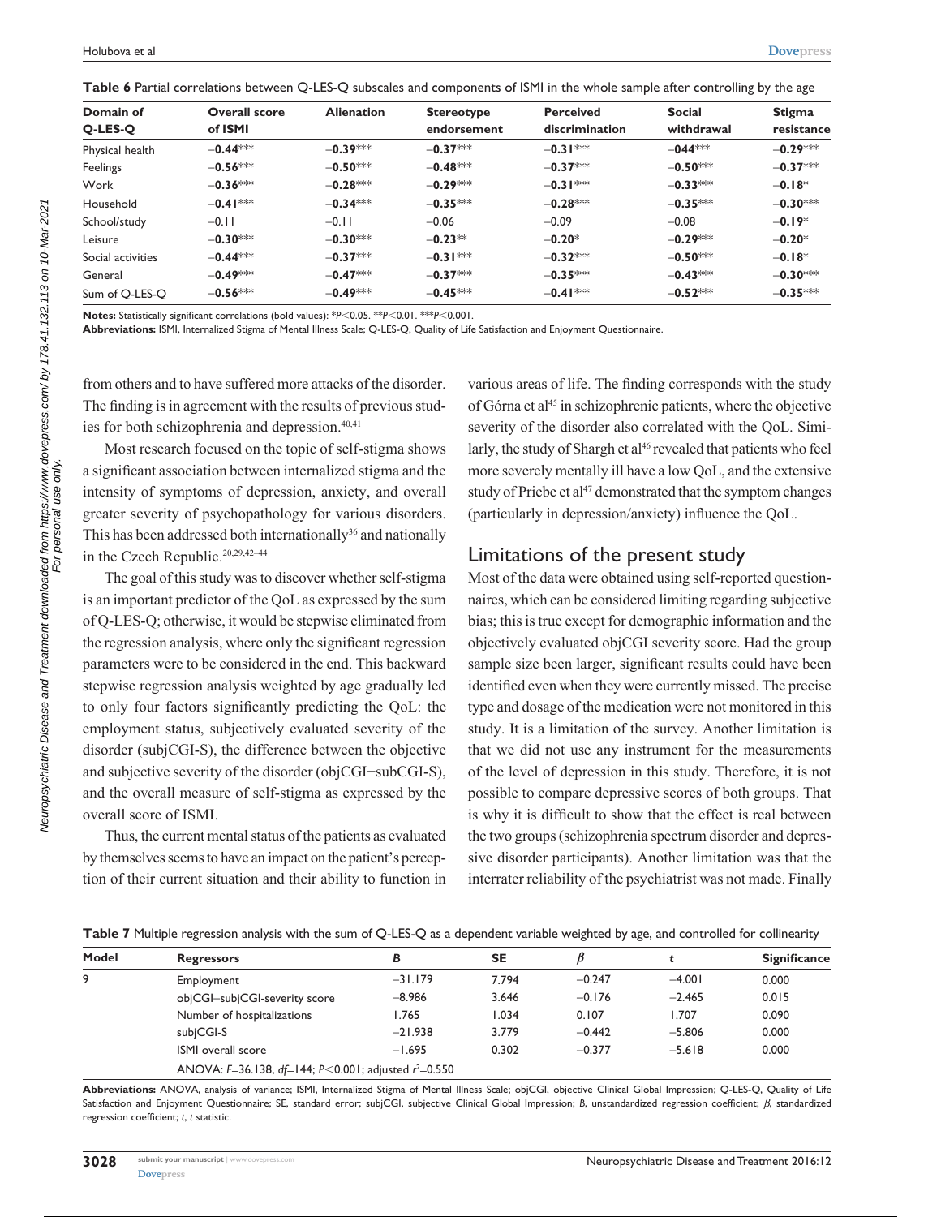**Table 6** Partial correlations between Q-LES-Q subscales and components of ISMI in the whole sample after controlling by the age

| Domain of Q-LES-Q | Overall score of ISMI | Alienation | Stereotype endorsement | Perceived discrimination | Social withdrawal | Stigma resistance |
|---|---|---|---|---|---|---|
| Physical health | **−0.44*** ** | **−0.39*** ** | **−0.37*** ** | **−0.31*** ** | **−044*** ** | **−0.29*** ** |
| Feelings | **−0.56*** ** | **−0.50*** ** | **−0.48*** ** | **−0.37*** ** | **−0.50*** ** | **−0.37*** ** |
| Work | **−0.36*** ** | **−0.28*** ** | **−0.29*** ** | **−0.31*** ** | **−0.33*** ** | **−0.18*** |
| Household | **−0.41*** ** | **−0.34*** ** | **−0.35*** ** | **−0.28*** ** | **−0.35*** ** | **−0.30*** ** |
| School/study | −0.11 | −0.11 | −0.06 | −0.09 | −0.08 | **−0.19*** |
| Leisure | **−0.30*** ** | **−0.30*** ** | **−0.23** ** | **−0.20*** | **−0.29*** ** | **−0.20*** |
| Social activities | **−0.44*** ** | **−0.37*** ** | **−0.31*** ** | **−0.32*** ** | **−0.50*** ** | **−0.18*** |
| General | **−0.49*** ** | **−0.47*** ** | **−0.37*** ** | **−0.35*** ** | **−0.43*** ** | **−0.30*** ** |
| Sum of Q-LES-Q | **−0.56*** ** | **−0.49*** ** | **−0.45*** ** | **−0.41*** ** | **−0.52*** ** | **−0.35*** ** |

**Notes:** Statistically significant correlations (bold values): *$P<0.05$. **$P<0.01$. ***$P<0.001$.
**Abbreviations:** ISMI, Internalized Stigma of Mental Illness Scale; Q-LES-Q, Quality of Life Satisfaction and Enjoyment Questionnaire.

from others and to have suffered more attacks of the disorder. The finding is in agreement with the results of previous studies for both schizophrenia and depression.[40,41]

Most research focused on the topic of self-stigma shows a significant association between internalized stigma and the intensity of symptoms of depression, anxiety, and overall greater severity of psychopathology for various disorders. This has been addressed both internationally[36] and nationally in the Czech Republic.[20,29,42–44]

The goal of this study was to discover whether self-stigma is an important predictor of the QoL as expressed by the sum of Q-LES-Q; otherwise, it would be stepwise eliminated from the regression analysis, where only the significant regression parameters were to be considered in the end. This backward stepwise regression analysis weighted by age gradually led to only four factors significantly predicting the QoL: the employment status, subjectively evaluated severity of the disorder (subjCGI-S), the difference between the objective and subjective severity of the disorder (objCGI−subCGI-S), and the overall measure of self-stigma as expressed by the overall score of ISMI.

Thus, the current mental status of the patients as evaluated by themselves seems to have an impact on the patient's perception of their current situation and their ability to function in various areas of life. The finding corresponds with the study of Górna et al[45] in schizophrenic patients, where the objective severity of the disorder also correlated with the QoL. Similarly, the study of Shargh et al[46] revealed that patients who feel more severely mentally ill have a low QoL, and the extensive study of Priebe et al[47] demonstrated that the symptom changes (particularly in depression/anxiety) influence the QoL.

## Limitations of the present study

Most of the data were obtained using self-reported questionnaires, which can be considered limiting regarding subjective bias; this is true except for demographic information and the objectively evaluated objCGI severity score. Had the group sample size been larger, significant results could have been identified even when they were currently missed. The precise type and dosage of the medication were not monitored in this study. It is a limitation of the survey. Another limitation is that we did not use any instrument for the measurements of the level of depression in this study. Therefore, it is not possible to compare depressive scores of both groups. That is why it is difficult to show that the effect is real between the two groups (schizophrenia spectrum disorder and depressive disorder participants). Another limitation was that the interrater reliability of the psychiatrist was not made. Finally

**Table 7** Multiple regression analysis with the sum of Q-LES-Q as a dependent variable weighted by age, and controlled for collinearity

| Model | Regressors | B | SE | β | t | Significance |
|---|---|---|---|---|---|---|
| 9 | Employment | −31.179 | 7.794 | −0.247 | −4.001 | 0.000 |
| | objCGI–subjCGI-severity score | −8.986 | 3.646 | −0.176 | −2.465 | 0.015 |
| | Number of hospitalizations | 1.765 | 1.034 | 0.107 | 1.707 | 0.090 |
| | subjCGI-S | −21.938 | 3.779 | −0.442 | −5.806 | 0.000 |
| | ISMI overall score | −1.695 | 0.302 | −0.377 | −5.618 | 0.000 |
| | ANOVA: $F$=36.138, $df$=144; $P<0.001$; adjusted $r^2$=0.550 | | | | | |

**Abbreviations:** ANOVA, analysis of variance; ISMI, Internalized Stigma of Mental Illness Scale; objCGI, objective Clinical Global Impression; Q-LES-Q, Quality of Life Satisfaction and Enjoyment Questionnaire; SE, standard error; subjCGI, subjective Clinical Global Impression; $B$, unstandardized regression coefficient; $\beta$, standardized regression coefficient; $t$, $t$ statistic.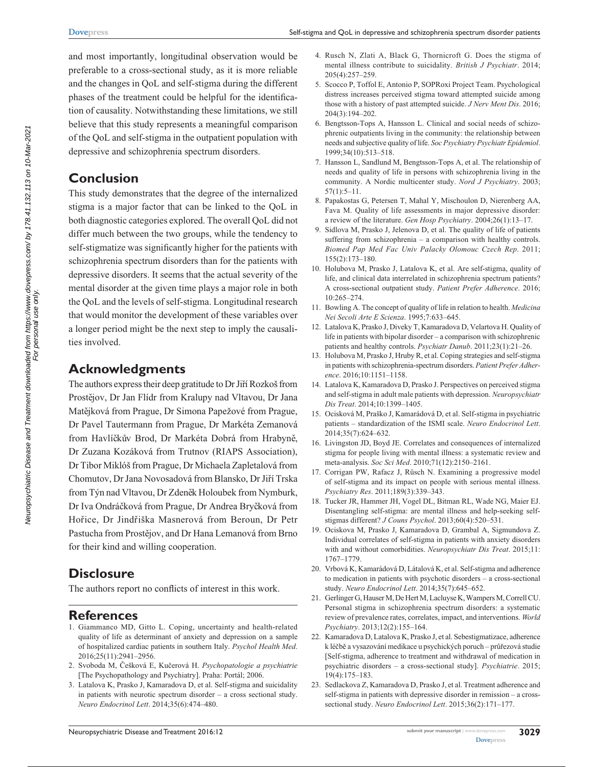and most importantly, longitudinal observation would be preferable to a cross-sectional study, as it is more reliable and the changes in QoL and self-stigma during the different phases of the treatment could be helpful for the identification of causality. Notwithstanding these limitations, we still believe that this study represents a meaningful comparison of the QoL and self-stigma in the outpatient population with depressive and schizophrenia spectrum disorders.

## Conclusion

This study demonstrates that the degree of the internalized stigma is a major factor that can be linked to the QoL in both diagnostic categories explored. The overall QoL did not differ much between the two groups, while the tendency to self-stigmatize was significantly higher for the patients with schizophrenia spectrum disorders than for the patients with depressive disorders. It seems that the actual severity of the mental disorder at the given time plays a major role in both the QoL and the levels of self-stigma. Longitudinal research that would monitor the development of these variables over a longer period might be the next step to imply the causalities involved.

## Acknowledgments

The authors express their deep gratitude to Dr Jiří Rozkoš from Prostějov, Dr Jan Flídr from Kralupy nad Vltavou, Dr Jana Matějková from Prague, Dr Simona Papežové from Prague, Dr Pavel Tautermann from Prague, Dr Markéta Zemanová from Havlíčkův Brod, Dr Markéta Dobrá from Hrabyně, Dr Zuzana Kozáková from Trutnov (RIAPS Association), Dr Tibor Miklóš from Prague, Dr Michaela Zapletalová from Chomutov, Dr Jana Novosadová from Blansko, Dr Jiří Trska from Týn nad Vltavou, Dr Zdeněk Holoubek from Nymburk, Dr Iva Ondráčková from Prague, Dr Andrea Bryčková from Hořice, Dr Jindřiška Masnerová from Beroun, Dr Petr Pastucha from Prostějov, and Dr Hana Lemanová from Brno for their kind and willing cooperation.

## Disclosure

The authors report no conflicts of interest in this work.

## References

1. Giammanco MD, Gitto L. Coping, uncertainty and health-related quality of life as determinant of anxiety and depression on a sample of hospitalized cardiac patients in southern Italy. *Psychol Health Med*. 2016;25(11):2941–2956.
2. Svoboda M, Češková E, Kučerová H. *Psychopatologie a psychiatrie* [The Psychopathology and Psychiatry]. Praha: Portál; 2006.
3. Latalova K, Prasko J, Kamaradova D, et al. Self-stigma and suicidality in patients with neurotic spectrum disorder – a cross sectional study. *Neuro Endocrinol Lett*. 2014;35(6):474–480.
4. Rusch N, Zlati A, Black G, Thornicroft G. Does the stigma of mental illness contribute to suicidality. *British J Psychiatr*. 2014; 205(4):257–259.
5. Scocco P, Toffol E, Antonio P, SOPRoxi Project Team. Psychological distress increases perceived stigma toward attempted suicide among those with a history of past attempted suicide. *J Nerv Ment Dis*. 2016; 204(3):194–202.
6. Bengtsson-Tops A, Hansson L. Clinical and social needs of schizophrenic outpatients living in the community: the relationship between needs and subjective quality of life. *Soc Psychiatry Psychiatr Epidemiol*. 1999;34(10):513–518.
7. Hansson L, Sandlund M, Bengtsson-Tops A, et al. The relationship of needs and quality of life in persons with schizophrenia living in the community. A Nordic multicenter study. *Nord J Psychiatry*. 2003; 57(1):5–11.
8. Papakostas G, Petersen T, Mahal Y, Mischoulon D, Nierenberg AA, Fava M. Quality of life assessments in major depressive disorder: a review of the literature. *Gen Hosp Psychiatry*. 2004;26(1):13–17.
9. Sidlova M, Prasko J, Jelenova D, et al. The quality of life of patients suffering from schizophrenia – a comparison with healthy controls. *Biomed Pap Med Fac Univ Palacky Olomouc Czech Rep*. 2011; 155(2):173–180.
10. Holubova M, Prasko J, Latalova K, et al. Are self-stigma, quality of life, and clinical data interrelated in schizophrenia spectrum patients? A cross-sectional outpatient study. *Patient Prefer Adherence*. 2016; 10:265–274.
11. Bowling A. The concept of quality of life in relation to health. *Medicina Nei Secoli Arte E Scienza*. 1995;7:633–645.
12. Latalova K, Prasko J, Diveky T, Kamaradova D, Velartova H. Quality of life in patients with bipolar disorder – a comparison with schizophrenic patients and healthy controls. *Psychiatr Danub*. 2011;23(1):21–26.
13. Holubova M, Prasko J, Hruby R, et al. Coping strategies and self-stigma in patients with schizophrenia-spectrum disorders. *Patient Prefer Adherence*. 2016;10:1151–1158.
14. Latalova K, Kamaradova D, Prasko J. Perspectives on perceived stigma and self-stigma in adult male patients with depression. *Neuropsychiatr Dis Treat*. 2014;10:1399–1405.
15. Ocisková M, Praško J, Kamarádová D, et al. Self-stigma in psychiatric patients – standardization of the ISMI scale. *Neuro Endocrinol Lett*. 2014;35(7):624–632.
16. Livingston JD, Boyd JE. Correlates and consequences of internalized stigma for people living with mental illness: a systematic review and meta-analysis. *Soc Sci Med*. 2010;71(12):2150–2161.
17. Corrigan PW, Rafacz J, Rüsch N. Examining a progressive model of self-stigma and its impact on people with serious mental illness. *Psychiatry Res*. 2011;189(3):339–343.
18. Tucker JR, Hammer JH, Vogel DL, Bitman RL, Wade NG, Maier EJ. Disentangling self-stigma: are mental illness and help-seeking self-stigmas different? *J Couns Psychol*. 2013;60(4):520–531.
19. Ociskova M, Prasko J, Kamaradova D, Grambal A, Sigmundova Z. Individual correlates of self-stigma in patients with anxiety disorders with and without comorbidities. *Neuropsychiatr Dis Treat*. 2015;11: 1767–1779.
20. Vrbová K, Kamarádová D, Látalová K, et al. Self-stigma and adherence to medication in patients with psychotic disorders – a cross-sectional study. *Neuro Endocrinol Lett*. 2014;35(7):645–652.
21. Gerlinger G, Hauser M, De Hert M, Lacluyse K, Wampers M, Correll CU. Personal stigma in schizophrenia spectrum disorders: a systematic review of prevalence rates, correlates, impact, and interventions. *World Psychiatry*. 2013;12(2):155–164.
22. Kamaradova D, Latalova K, Prasko J, et al. Sebestigmatizace, adherence k léčbě a vysazování medikace u psychických poruch – průřezová studie [Self-stigma, adherence to treatment and withdrawal of medication in psychiatric disorders – a cross-sectional study]. *Psychiatrie*. 2015; 19(4):175–183.
23. Sedlackova Z, Kamaradova D, Prasko J, et al. Treatment adherence and self-stigma in patients with depressive disorder in remission – a cross-sectional study. *Neuro Endocrinol Lett*. 2015;36(2):171–177.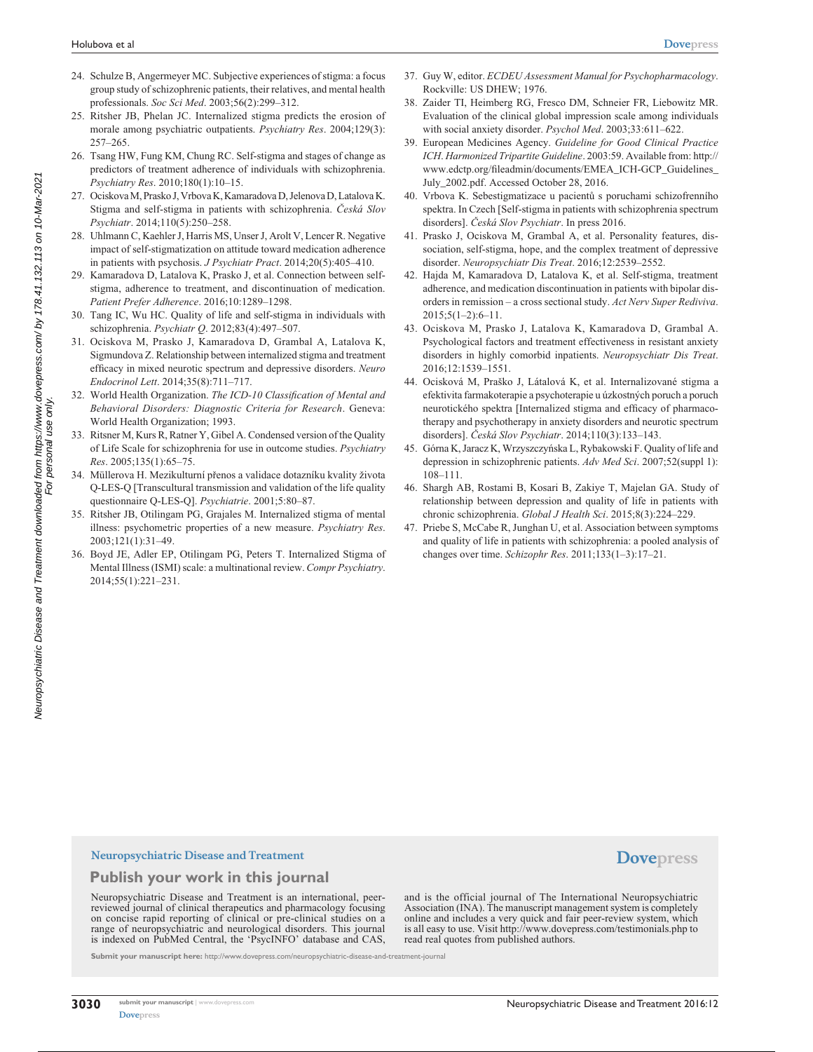24. Schulze B, Angermeyer MC. Subjective experiences of stigma: a focus group study of schizophrenic patients, their relatives, and mental health professionals. *Soc Sci Med*. 2003;56(2):299–312.
25. Ritsher JB, Phelan JC. Internalized stigma predicts the erosion of morale among psychiatric outpatients. *Psychiatry Res*. 2004;129(3): 257–265.
26. Tsang HW, Fung KM, Chung RC. Self-stigma and stages of change as predictors of treatment adherence of individuals with schizophrenia. *Psychiatry Res*. 2010;180(1):10–15.
27. Ociskova M, Prasko J, Vrbova K, Kamaradova D, Jelenova D, Latalova K. Stigma and self-stigma in patients with schizophrenia. *Česká Slov Psychiatr*. 2014;110(5):250–258.
28. Uhlmann C, Kaehler J, Harris MS, Unser J, Arolt V, Lencer R. Negative impact of self-stigmatization on attitude toward medication adherence in patients with psychosis. *J Psychiatr Pract*. 2014;20(5):405–410.
29. Kamaradova D, Latalova K, Prasko J, et al. Connection between self-stigma, adherence to treatment, and discontinuation of medication. *Patient Prefer Adherence*. 2016;10:1289–1298.
30. Tang IC, Wu HC. Quality of life and self-stigma in individuals with schizophrenia. *Psychiatr Q*. 2012;83(4):497–507.
31. Ociskova M, Prasko J, Kamaradova D, Grambal A, Latalova K, Sigmundova Z. Relationship between internalized stigma and treatment efficacy in mixed neurotic spectrum and depressive disorders. *Neuro Endocrinol Lett*. 2014;35(8):711–717.
32. World Health Organization. *The ICD-10 Classification of Mental and Behavioral Disorders: Diagnostic Criteria for Research*. Geneva: World Health Organization; 1993.
33. Ritsner M, Kurs R, Ratner Y, Gibel A. Condensed version of the Quality of Life Scale for schizophrenia for use in outcome studies. *Psychiatry Res*. 2005;135(1):65–75.
34. Müllerova H. Mezikulturní přenos a validace dotazníku kvality života Q-LES-Q [Transcultural transmission and validation of the life quality questionnaire Q-LES-Q]. *Psychiatrie*. 2001;5:80–87.
35. Ritsher JB, Otilingam PG, Grajales M. Internalized stigma of mental illness: psychometric properties of a new measure. *Psychiatry Res*. 2003;121(1):31–49.
36. Boyd JE, Adler EP, Otilingam PG, Peters T. Internalized Stigma of Mental Illness (ISMI) scale: a multinational review. *Compr Psychiatry*. 2014;55(1):221–231.
37. Guy W, editor. *ECDEU Assessment Manual for Psychopharmacology*. Rockville: US DHEW; 1976.
38. Zaider TI, Heimberg RG, Fresco DM, Schneier FR, Liebowitz MR. Evaluation of the clinical global impression scale among individuals with social anxiety disorder. *Psychol Med*. 2003;33:611–622.
39. European Medicines Agency. *Guideline for Good Clinical Practice ICH. Harmonized Tripartite Guideline*. 2003:59. Available from: http://www.edctp.org/fileadmin/documents/EMEA_ICH-GCP_Guidelines_July_2002.pdf. Accessed October 28, 2016.
40. Vrbova K. Sebestigmatizace u pacientů s poruchami schizofrenního spektra. In Czech [Self-stigma in patients with schizophrenia spectrum disorders]. *Česká Slov Psychiatr*. In press 2016.
41. Prasko J, Ociskova M, Grambal A, et al. Personality features, dissociation, self-stigma, hope, and the complex treatment of depressive disorder. *Neuropsychiatr Dis Treat*. 2016;12:2539–2552.
42. Hajda M, Kamaradova D, Latalova K, et al. Self-stigma, treatment adherence, and medication discontinuation in patients with bipolar disorders in remission – a cross sectional study. *Act Nerv Super Rediviva*. 2015;5(1–2):6–11.
43. Ociskova M, Prasko J, Latalova K, Kamaradova D, Grambal A. Psychological factors and treatment effectiveness in resistant anxiety disorders in highly comorbid inpatients. *Neuropsychiatr Dis Treat*. 2016;12:1539–1551.
44. Ocisková M, Praško J, Látalová K, et al. Internalizované stigma a efektivita farmakoterapie a psychoterapie u úzkostných poruch a poruch neurotického spektra [Internalized stigma and efficacy of pharmacotherapy and psychotherapy in anxiety disorders and neurotic spectrum disorders]. *Česká Slov Psychiatr*. 2014;110(3):133–143.
45. Górna K, Jaracz K, Wrzyszczyńska L, Rybakowski F. Quality of life and depression in schizophrenic patients. *Adv Med Sci*. 2007;52(suppl 1): 108–111.
46. Shargh AB, Rostami B, Kosari B, Zakiye T, Majelan GA. Study of relationship between depression and quality of life in patients with chronic schizophrenia. *Global J Health Sci*. 2015;8(3):224–229.
47. Priebe S, McCabe R, Junghan U, et al. Association between symptoms and quality of life in patients with schizophrenia: a pooled analysis of changes over time. *Schizophr Res*. 2011;133(1–3):17–21.

**Neuropsychiatric Disease and Treatment**

## Publish your work in this journal

Neuropsychiatric Disease and Treatment is an international, peer-reviewed journal of clinical therapeutics and pharmacology focusing on concise rapid reporting of clinical or pre-clinical studies on a range of neuropsychiatric and neurological disorders. This journal is indexed on PubMed Central, the 'PsycINFO' database and CAS, and is the official journal of The International Neuropsychiatric Association (INA). The manuscript management system is completely online and includes a very quick and fair peer-review system, which is all easy to use. Visit http://www.dovepress.com/testimonials.php to read real quotes from published authors.

**Submit your manuscript here:** http://www.dovepress.com/neuropsychiatric-disease-and-treatment-journal